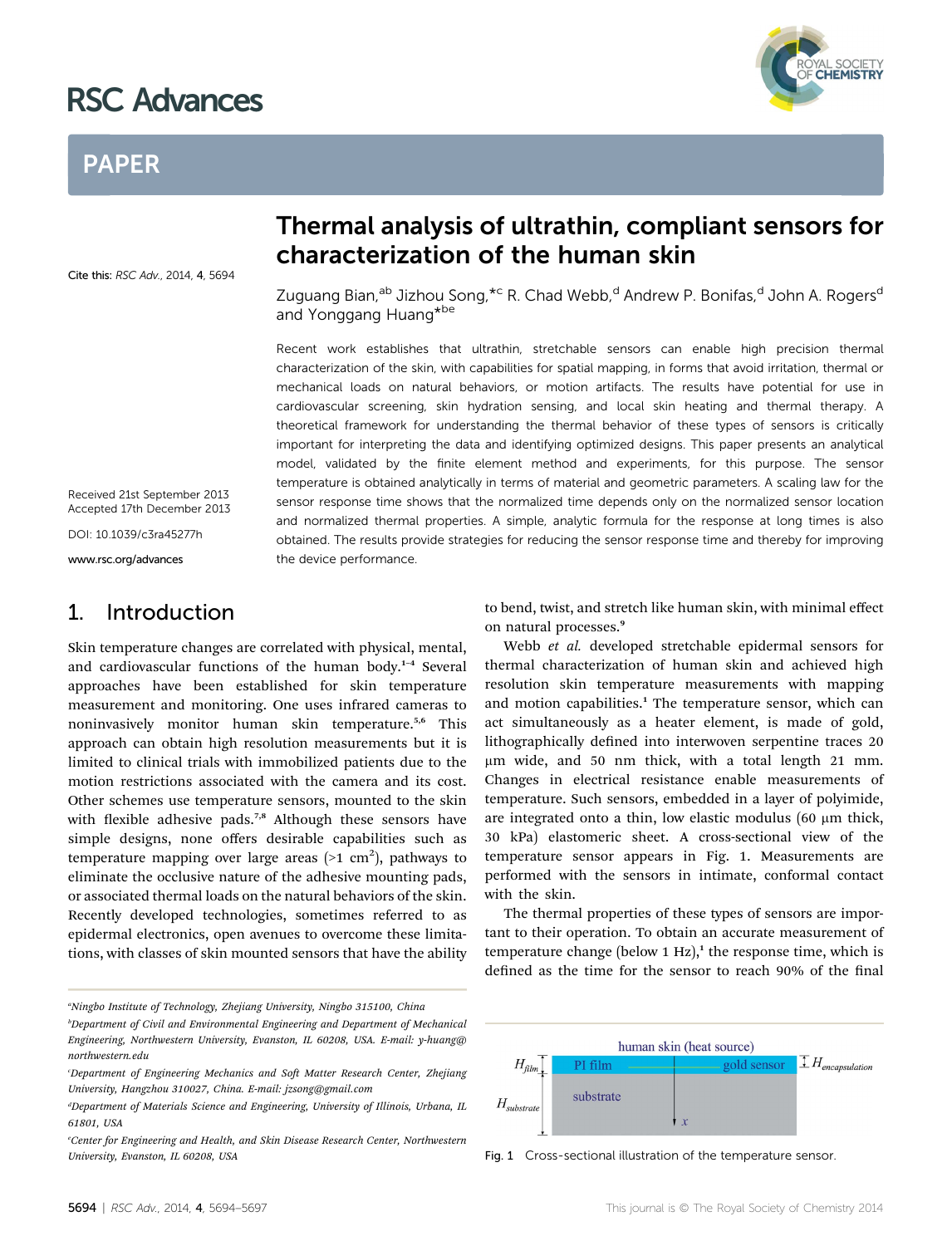# RSC Advances

## PAPER

Cite this: *RSC Adv.*, 2014, **4**, 5694

Received 21st September 2013
Accepted 17th December 2013

DOI: 10.1039/c3ra45277h

www.rsc.org/advances

# Thermal analysis of ultrathin, compliant sensors for characterization of the human skin

Zuguang Bian,[ab] Jizhou Song,*[c] R. Chad Webb,[d] Andrew P. Bonifas,[d] John A. Rogers[d] and Yonggang Huang*[be]

Recent work establishes that ultrathin, stretchable sensors can enable high precision thermal characterization of the skin, with capabilities for spatial mapping, in forms that avoid irritation, thermal or mechanical loads on natural behaviors, or motion artifacts. The results have potential for use in cardiovascular screening, skin hydration sensing, and local skin heating and thermal therapy. A theoretical framework for understanding the thermal behavior of these types of sensors is critically important for interpreting the data and identifying optimized designs. This paper presents an analytical model, validated by the finite element method and experiments, for this purpose. The sensor temperature is obtained analytically in terms of material and geometric parameters. A scaling law for the sensor response time shows that the normalized time depends only on the normalized sensor location and normalized thermal properties. A simple, analytic formula for the response at long times is also obtained. The results provide strategies for reducing the sensor response time and thereby for improving the device performance.

## 1. Introduction

Skin temperature changes are correlated with physical, mental, and cardiovascular functions of the human body.[1–4] Several approaches have been established for skin temperature measurement and monitoring. One uses infrared cameras to noninvasively monitor human skin temperature.[5,6] This approach can obtain high resolution measurements but it is limited to clinical trials with immobilized patients due to the motion restrictions associated with the camera and its cost. Other schemes use temperature sensors, mounted to the skin with flexible adhesive pads.[7,8] Although these sensors have simple designs, none offers desirable capabilities such as temperature mapping over large areas (>1 cm$^2$), pathways to eliminate the occlusive nature of the adhesive mounting pads, or associated thermal loads on the natural behaviors of the skin. Recently developed technologies, sometimes referred to as epidermal electronics, open avenues to overcome these limitations, with classes of skin mounted sensors that have the ability to bend, twist, and stretch like human skin, with minimal effect on natural processes.[9]

Webb *et al.* developed stretchable epidermal sensors for thermal characterization of human skin and achieved high resolution skin temperature measurements with mapping and motion capabilities.[1] The temperature sensor, which can act simultaneously as a heater element, is made of gold, lithographically defined into interwoven serpentine traces 20 μm wide, and 50 nm thick, with a total length 21 mm. Changes in electrical resistance enable measurements of temperature. Such sensors, embedded in a layer of polyimide, are integrated onto a thin, low elastic modulus (60 μm thick, 30 kPa) elastomeric sheet. A cross-sectional view of the temperature sensor appears in Fig. 1. Measurements are performed with the sensors in intimate, conformal contact with the skin.

The thermal properties of these types of sensors are important to their operation. To obtain an accurate measurement of temperature change (below 1 Hz),[1] the response time, which is defined as the time for the sensor to reach 90% of the final

Fig. 1 Cross-sectional illustration of the temperature sensor.

[a] Ningbo Institute of Technology, Zhejiang University, Ningbo 315100, China

[b] Department of Civil and Environmental Engineering and Department of Mechanical Engineering, Northwestern University, Evanston, IL 60208, USA. E-mail: y-huang@northwestern.edu

[c] Department of Engineering Mechanics and Soft Matter Research Center, Zhejiang University, Hangzhou 310027, China. E-mail: jzsong@gmail.com

[d] Department of Materials Science and Engineering, University of Illinois, Urbana, IL 61801, USA

[e] Center for Engineering and Health, and Skin Disease Research Center, Northwestern University, Evanston, IL 60208, USA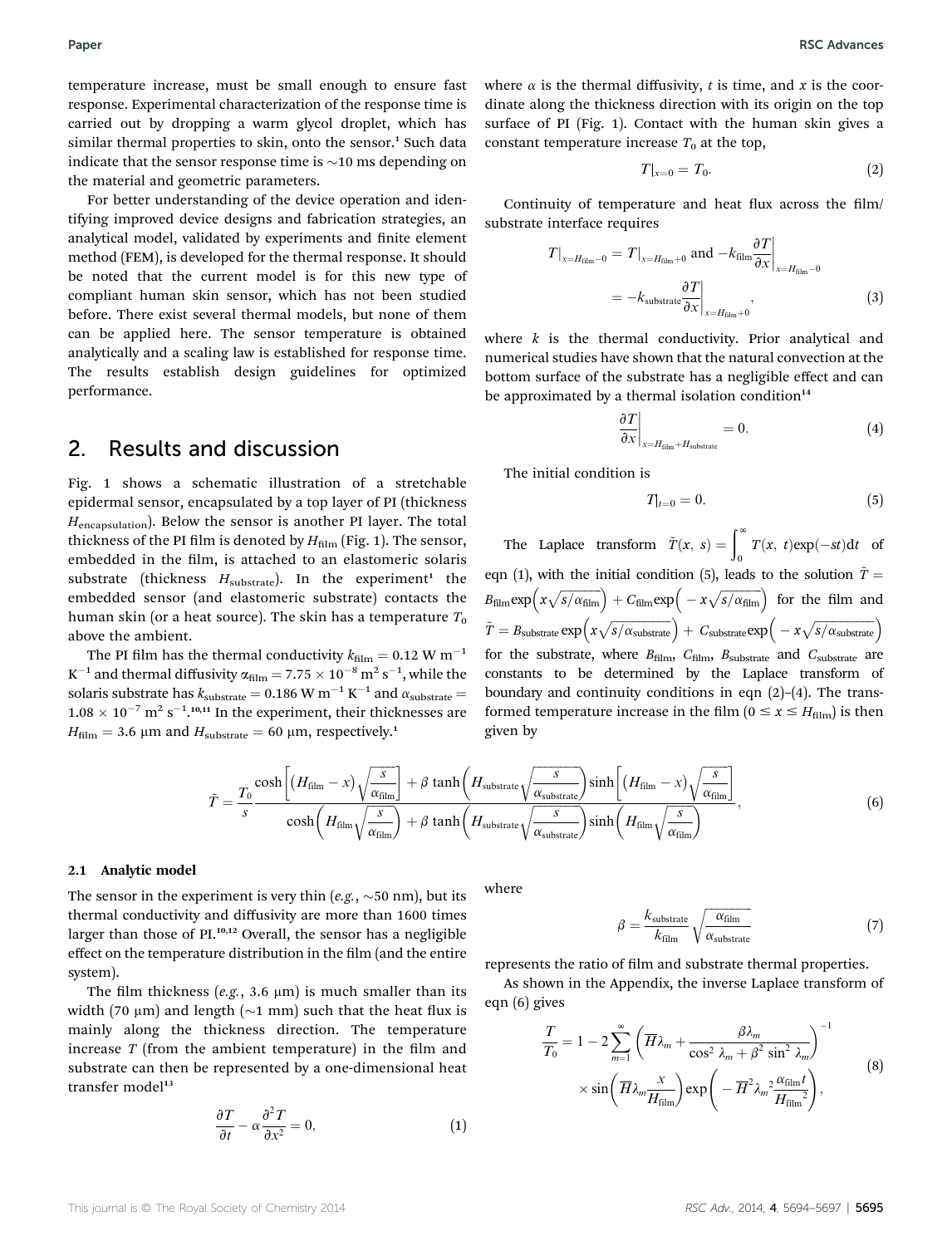temperature increase, must be small enough to ensure fast response. Experimental characterization of the response time is carried out by dropping a warm glycol droplet, which has similar thermal properties to skin, onto the sensor.[1] Such data indicate that the sensor response time is ~10 ms depending on the material and geometric parameters.

For better understanding of the device operation and identifying improved device designs and fabrication strategies, an analytical model, validated by experiments and finite element method (FEM), is developed for the thermal response. It should be noted that the current model is for this new type of compliant human skin sensor, which has not been studied before. There exist several thermal models, but none of them can be applied here. The sensor temperature is obtained analytically and a scaling law is established for response time. The results establish design guidelines for optimized performance.

## 2. Results and discussion

Fig. 1 shows a schematic illustration of a stretchable epidermal sensor, encapsulated by a top layer of PI (thickness $H_{\text{encapsulation}}$). Below the sensor is another PI layer. The total thickness of the PI film is denoted by $H_{\text{film}}$ (Fig. 1). The sensor, embedded in the film, is attached to an elastomeric solaris substrate (thickness $H_{\text{substrate}}$). In the experiment[1] the embedded sensor (and elastomeric substrate) contacts the human skin (or a heat source). The skin has a temperature $T_0$ above the ambient.

The PI film has the thermal conductivity $k_{\text{film}} = 0.12$ W m$^{-1}$ K$^{-1}$ and thermal diffusivity $\alpha_{\text{film}} = 7.75 \times 10^{-8}$ m$^2$ s$^{-1}$, while the solaris substrate has $k_{\text{substrate}} = 0.186$ W m$^{-1}$ K$^{-1}$ and $\alpha_{\text{substrate}} = 1.08 \times 10^{-7}$ m$^2$ s$^{-1}$.[10,11] In the experiment, their thicknesses are $H_{\text{film}} = 3.6$ μm and $H_{\text{substrate}} = 60$ μm, respectively.[1]

### 2.1 Analytic model

The sensor in the experiment is very thin (*e.g.*, ~50 nm), but its thermal conductivity and diffusivity are more than 1600 times larger than those of PI.[10,12] Overall, the sensor has a negligible effect on the temperature distribution in the film (and the entire system).

The film thickness (*e.g.*, 3.6 μm) is much smaller than its width (70 μm) and length (~1 mm) such that the heat flux is mainly along the thickness direction. The temperature increase $T$ (from the ambient temperature) in the film and substrate can then be represented by a one-dimensional heat transfer model[13]

$$\frac{\partial T}{\partial t} - \alpha \frac{\partial^2 T}{\partial x^2} = 0, \tag{1}$$

where $\alpha$ is the thermal diffusivity, $t$ is time, and $x$ is the coordinate along the thickness direction with its origin on the top surface of PI (Fig. 1). Contact with the human skin gives a constant temperature increase $T_0$ at the top,

$$T|_{x=0} = T_0. \tag{2}$$

Continuity of temperature and heat flux across the film/substrate interface requires

$$T|_{x=H_{\text{film}}-0} = T|_{x=H_{\text{film}}+0} \text{ and } -k_{\text{film}} \frac{\partial T}{\partial x}\bigg|_{x=H_{\text{film}}-0} = -k_{\text{substrate}} \frac{\partial T}{\partial x}\bigg|_{x=H_{\text{film}}+0}, \tag{3}$$

where $k$ is the thermal conductivity. Prior analytical and numerical studies have shown that the natural convection at the bottom surface of the substrate has a negligible effect and can be approximated by a thermal isolation condition[14]

$$\frac{\partial T}{\partial x}\bigg|_{x=H_{\text{film}}+H_{\text{substrate}}} = 0. \tag{4}$$

The initial condition is

$$T|_{t=0} = 0. \tag{5}$$

The Laplace transform $\tilde{T}(x, s) = \int_0^\infty T(x, t)\exp(-st)\mathrm{d}t$ of eqn (1), with the initial condition (5), leads to the solution $\tilde{T} = B_{\text{film}}\exp\left(x\sqrt{s/\alpha_{\text{film}}}\right) + C_{\text{film}}\exp\left(-x\sqrt{s/\alpha_{\text{film}}}\right)$ for the film and $\tilde{T} = B_{\text{substrate}}\exp\left(x\sqrt{s/\alpha_{\text{substrate}}}\right) + C_{\text{substrate}}\exp\left(-x\sqrt{s/\alpha_{\text{substrate}}}\right)$ for the substrate, where $B_{\text{film}}$, $C_{\text{film}}$, $B_{\text{substrate}}$ and $C_{\text{substrate}}$ are constants to be determined by the Laplace transform of boundary and continuity conditions in eqn (2)–(4). The transformed temperature increase in the film ($0 \le x \le H_{\text{film}}$) is then given by

$$\tilde{T} = \frac{T_0}{s} \frac{\cosh\left[(H_{\text{film}} - x)\sqrt{\frac{s}{\alpha_{\text{film}}}}\right] + \beta \tanh\left(H_{\text{substrate}}\sqrt{\frac{s}{\alpha_{\text{substrate}}}}\right)\sinh\left[(H_{\text{film}} - x)\sqrt{\frac{s}{\alpha_{\text{film}}}}\right]}{\cosh\left(H_{\text{film}}\sqrt{\frac{s}{\alpha_{\text{film}}}}\right) + \beta \tanh\left(H_{\text{substrate}}\sqrt{\frac{s}{\alpha_{\text{substrate}}}}\right)\sinh\left(H_{\text{film}}\sqrt{\frac{s}{\alpha_{\text{film}}}}\right)}, \tag{6}$$

where

$$\beta = \frac{k_{\text{substrate}}}{k_{\text{film}}}\sqrt{\frac{\alpha_{\text{film}}}{\alpha_{\text{substrate}}}} \tag{7}$$

represents the ratio of film and substrate thermal properties.

As shown in the Appendix, the inverse Laplace transform of eqn (6) gives

$$\frac{T}{T_0} = 1 - 2\sum_{m=1}^{\infty}\left(\overline{H}\lambda_m + \frac{\beta\lambda_m}{\cos^2\lambda_m + \beta^2\sin^2\lambda_m}\right)^{-1} \times \sin\left(\overline{H}\lambda_m\frac{x}{H_{\text{film}}}\right)\exp\left(-\overline{H}^2\lambda_m{}^2\frac{\alpha_{\text{film}}t}{H_{\text{film}}{}^2}\right), \tag{8}$$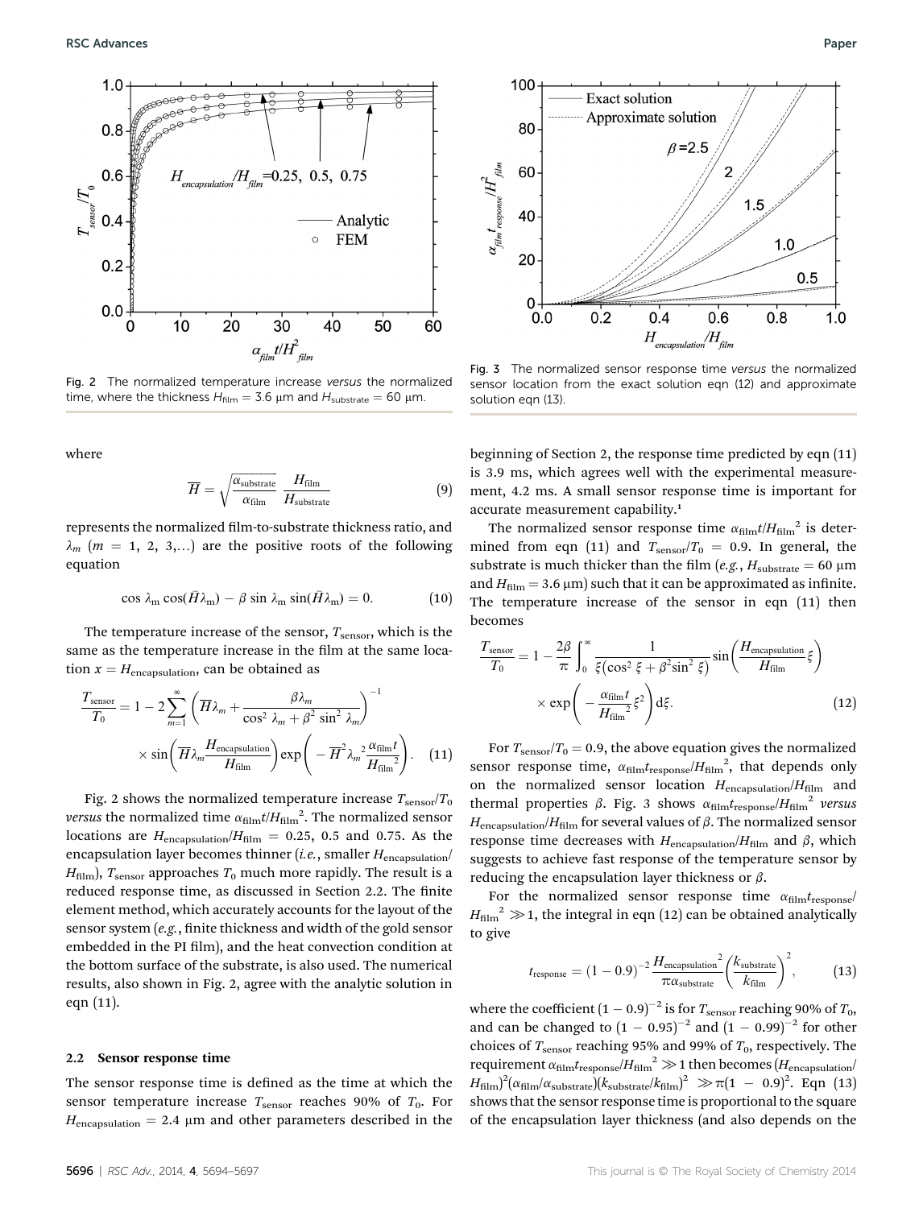Fig. 2 The normalized temperature increase *versus* the normalized time, where the thickness $H_{\text{film}} = 3.6$ μm and $H_{\text{substrate}} = 60$ μm.

Fig. 3 The normalized sensor response time *versus* the normalized sensor location from the exact solution eqn (12) and approximate solution eqn (13).

where

$$\overline{H} = \sqrt{\frac{\alpha_{\text{substrate}}}{\alpha_{\text{film}}}}\,\frac{H_{\text{film}}}{H_{\text{substrate}}} \tag{9}$$

represents the normalized film-to-substrate thickness ratio, and $\lambda_m$ ($m = 1, 2, 3,\ldots$) are the positive roots of the following equation

$$\cos\lambda_{\text{m}}\cos(\bar{H}\lambda_{\text{m}}) - \beta\sin\lambda_{\text{m}}\sin(\bar{H}\lambda_{\text{m}}) = 0. \tag{10}$$

The temperature increase of the sensor, $T_{\text{sensor}}$, which is the same as the temperature increase in the film at the same location $x = H_{\text{encapsulation}}$, can be obtained as

$$\frac{T_{\text{sensor}}}{T_0} = 1 - 2\sum_{m=1}^{\infty}\left(\overline{H}\lambda_m + \frac{\beta\lambda_m}{\cos^2\lambda_m + \beta^2\sin^2\lambda_m}\right)^{-1} \times \sin\left(\overline{H}\lambda_m\frac{H_{\text{encapsulation}}}{H_{\text{film}}}\right)\exp\left(-\overline{H}^2\lambda_m{}^2\frac{\alpha_{\text{film}}t}{H_{\text{film}}{}^2}\right). \tag{11}$$

Fig. 2 shows the normalized temperature increase $T_{\text{sensor}}/T_0$ *versus* the normalized time $\alpha_{\text{film}}t/H_{\text{film}}{}^2$. The normalized sensor locations are $H_{\text{encapsulation}}/H_{\text{film}} = 0.25$, 0.5 and 0.75. As the encapsulation layer becomes thinner (*i.e.*, smaller $H_{\text{encapsulation}}/H_{\text{film}}$), $T_{\text{sensor}}$ approaches $T_0$ much more rapidly. The result is a reduced response time, as discussed in Section 2.2. The finite element method, which accurately accounts for the layout of the sensor system (*e.g.*, finite thickness and width of the gold sensor embedded in the PI film), and the heat convection condition at the bottom surface of the substrate, is also used. The numerical results, also shown in Fig. 2, agree with the analytic solution in eqn (11).

### 2.2 Sensor response time

The sensor response time is defined as the time at which the sensor temperature increase $T_{\text{sensor}}$ reaches 90% of $T_0$. For $H_{\text{encapsulation}} = 2.4$ μm and other parameters described in the beginning of Section 2, the response time predicted by eqn (11) is 3.9 ms, which agrees well with the experimental measurement, 4.2 ms. A small sensor response time is important for accurate measurement capability.[1]

The normalized sensor response time $\alpha_{\text{film}}t/H_{\text{film}}{}^2$ is determined from eqn (11) and $T_{\text{sensor}}/T_0 = 0.9$. In general, the substrate is much thicker than the film (*e.g.*, $H_{\text{substrate}} = 60$ μm and $H_{\text{film}} = 3.6$ μm) such that it can be approximated as infinite. The temperature increase of the sensor in eqn (11) then becomes

$$\frac{T_{\text{sensor}}}{T_0} = 1 - \frac{2\beta}{\pi}\int_0^{\infty}\frac{1}{\xi\left(\cos^2\xi + \beta^2\sin^2\xi\right)}\sin\left(\frac{H_{\text{encapsulation}}}{H_{\text{film}}}\xi\right) \times \exp\left(-\frac{\alpha_{\text{film}}t}{H_{\text{film}}{}^2}\xi^2\right)\text{d}\xi. \tag{12}$$

For $T_{\text{sensor}}/T_0 = 0.9$, the above equation gives the normalized sensor response time, $\alpha_{\text{film}}t_{\text{response}}/H_{\text{film}}{}^2$, that depends only on the normalized sensor location $H_{\text{encapsulation}}/H_{\text{film}}$ and thermal properties $\beta$. Fig. 3 shows $\alpha_{\text{film}}t_{\text{response}}/H_{\text{film}}{}^2$ *versus* $H_{\text{encapsulation}}/H_{\text{film}}$ for several values of $\beta$. The normalized sensor response time decreases with $H_{\text{encapsulation}}/H_{\text{film}}$ and $\beta$, which suggests to achieve fast response of the temperature sensor by reducing the encapsulation layer thickness or $\beta$.

For the normalized sensor response time $\alpha_{\text{film}}t_{\text{response}}/H_{\text{film}}{}^2 \gg 1$, the integral in eqn (12) can be obtained analytically to give

$$t_{\text{response}} = (1-0.9)^{-2}\frac{H_{\text{encapsulation}}{}^2}{\pi\alpha_{\text{substrate}}}\left(\frac{k_{\text{substrate}}}{k_{\text{film}}}\right)^2, \tag{13}$$

where the coefficient $(1-0.9)^{-2}$ is for $T_{\text{sensor}}$ reaching 90% of $T_0$, and can be changed to $(1-0.95)^{-2}$ and $(1-0.99)^{-2}$ for other choices of $T_{\text{sensor}}$ reaching 95% and 99% of $T_0$, respectively. The requirement $\alpha_{\text{film}}t_{\text{response}}/H_{\text{film}}{}^2 \gg 1$ then becomes $(H_{\text{encapsulation}}/H_{\text{film}})^2(\alpha_{\text{film}}/\alpha_{\text{substrate}})(k_{\text{substrate}}/k_{\text{film}})^2 \gg \pi(1-0.9)^2$. Eqn (13) shows that the sensor response time is proportional to the square of the encapsulation layer thickness (and also depends on the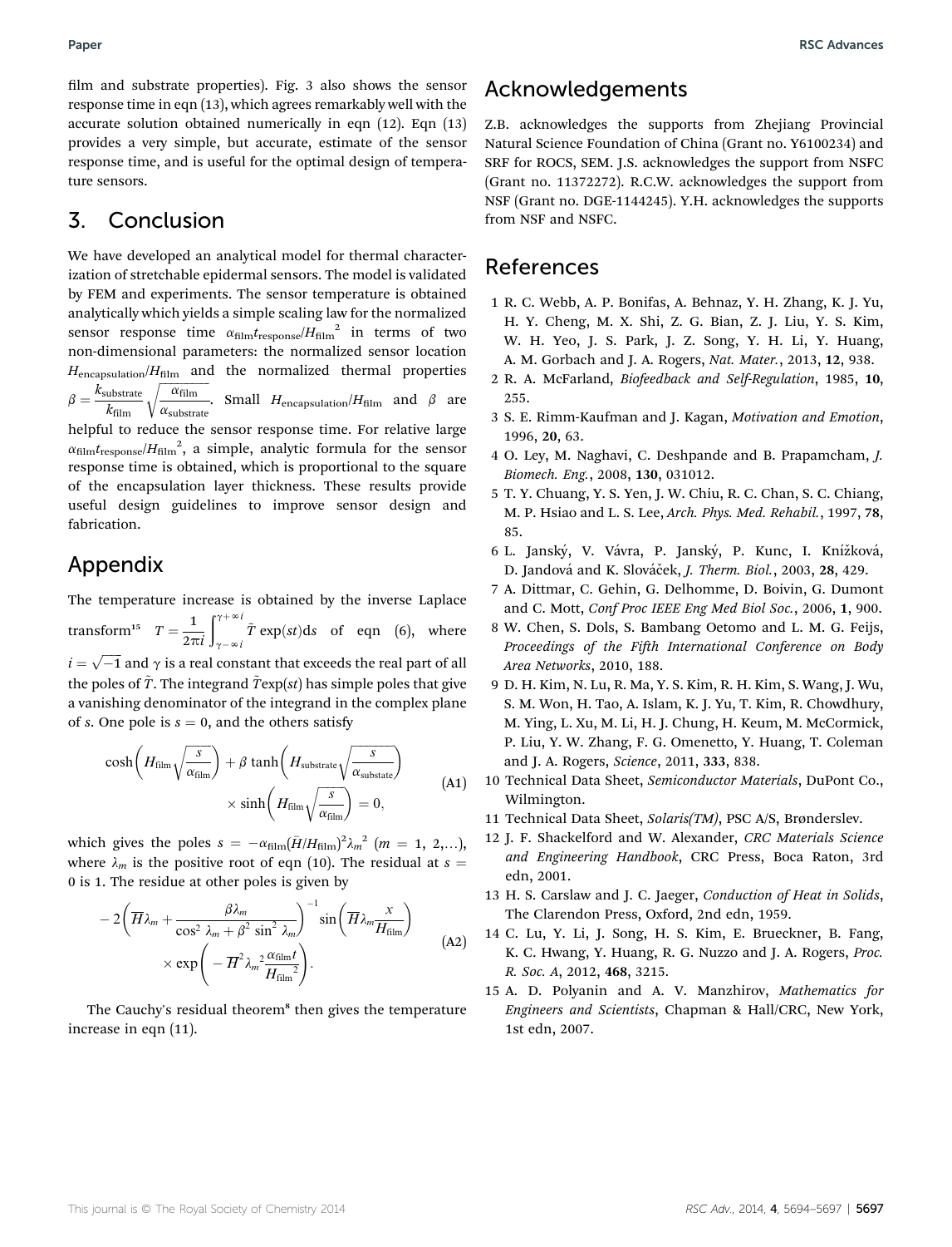film and substrate properties). Fig. 3 also shows the sensor response time in eqn (13), which agrees remarkably well with the accurate solution obtained numerically in eqn (12). Eqn (13) provides a very simple, but accurate, estimate of the sensor response time, and is useful for the optimal design of temperature sensors.

## 3. Conclusion

We have developed an analytical model for thermal characterization of stretchable epidermal sensors. The model is validated by FEM and experiments. The sensor temperature is obtained analytically which yields a simple scaling law for the normalized sensor response time $\alpha_{\text{film}}t_{\text{response}}/H_{\text{film}}^2$ in terms of two non-dimensional parameters: the normalized sensor location $H_{\text{encapsulation}}/H_{\text{film}}$ and the normalized thermal properties $\beta = \frac{k_{\text{substrate}}}{k_{\text{film}}}\sqrt{\frac{\alpha_{\text{film}}}{\alpha_{\text{substrate}}}}$. Small $H_{\text{encapsulation}}/H_{\text{film}}$ and $\beta$ are helpful to reduce the sensor response time. For relative large $\alpha_{\text{film}}t_{\text{response}}/H_{\text{film}}^2$, a simple, analytic formula for the sensor response time is obtained, which is proportional to the square of the encapsulation layer thickness. These results provide useful design guidelines to improve sensor design and fabrication.

## Appendix

The temperature increase is obtained by the inverse Laplace transform[15] $T = \frac{1}{2\pi i}\int_{\gamma-\infty i}^{\gamma+\infty i}\tilde{T}\exp(st)\mathrm{d}s$ of eqn (6), where $i = \sqrt{-1}$ and $\gamma$ is a real constant that exceeds the real part of all the poles of $\tilde{T}$. The integrand $\tilde{T}\exp(st)$ has simple poles that give a vanishing denominator of the integrand in the complex plane of $s$. One pole is $s = 0$, and the others satisfy

$$\cosh\left(H_{\text{film}}\sqrt{\frac{s}{\alpha_{\text{film}}}}\right) + \beta\tanh\left(H_{\text{substrate}}\sqrt{\frac{s}{\alpha_{\text{substate}}}}\right) \times \sinh\left(H_{\text{film}}\sqrt{\frac{s}{\alpha_{\text{film}}}}\right) = 0, \tag{A1}$$

which gives the poles $s = -\alpha_{\text{film}}(\bar{H}/H_{\text{film}})^2\lambda_m^2$ ($m = 1, 2, \ldots$), where $\lambda_m$ is the positive root of eqn (10). The residual at $s = 0$ is 1. The residue at other poles is given by

$$-2\left(\overline{H}\lambda_m + \frac{\beta\lambda_m}{\cos^2\lambda_m + \beta^2\sin^2\lambda_m}\right)^{-1}\sin\left(\overline{H}\lambda_m\frac{x}{H_{\text{film}}}\right) \times \exp\left(-\overline{H}^2\lambda_m{}^2\frac{\alpha_{\text{film}}t}{H_{\text{film}}{}^2}\right). \tag{A2}$$

The Cauchy's residual theorem[8] then gives the temperature increase in eqn (11).

## Acknowledgements

Z.B. acknowledges the supports from Zhejiang Provincial Natural Science Foundation of China (Grant no. Y6100234) and SRF for ROCS, SEM. J.S. acknowledges the support from NSFC (Grant no. 11372272). R.C.W. acknowledges the support from NSF (Grant no. DGE-1144245). Y.H. acknowledges the supports from NSF and NSFC.

## References

1. R. C. Webb, A. P. Bonifas, A. Behnaz, Y. H. Zhang, K. J. Yu, H. Y. Cheng, M. X. Shi, Z. G. Bian, Z. J. Liu, Y. S. Kim, W. H. Yeo, J. S. Park, J. Z. Song, Y. H. Li, Y. Huang, A. M. Gorbach and J. A. Rogers, *Nat. Mater.*, 2013, **12**, 938.
2. R. A. McFarland, *Biofeedback and Self-Regulation*, 1985, **10**, 255.
3. S. E. Rimm-Kaufman and J. Kagan, *Motivation and Emotion*, 1996, **20**, 63.
4. O. Ley, M. Naghavi, C. Deshpande and B. Prapamcham, *J. Biomech. Eng.*, 2008, **130**, 031012.
5. T. Y. Chuang, Y. S. Yen, J. W. Chiu, R. C. Chan, S. C. Chiang, M. P. Hsiao and L. S. Lee, *Arch. Phys. Med. Rehabil.*, 1997, **78**, 85.
6. L. Janský, V. Vávra, P. Janský, P. Kunc, I. Knížková, D. Jandová and K. Slováček, *J. Therm. Biol.*, 2003, **28**, 429.
7. A. Dittmar, C. Gehin, G. Delhomme, D. Boivin, G. Dumont and C. Mott, *Conf Proc IEEE Eng Med Biol Soc.*, 2006, **1**, 900.
8. W. Chen, S. Dols, S. Bambang Oetomo and L. M. G. Feijs, *Proceedings of the Fifth International Conference on Body Area Networks*, 2010, 188.
9. D. H. Kim, N. Lu, R. Ma, Y. S. Kim, R. H. Kim, S. Wang, J. Wu, S. M. Won, H. Tao, A. Islam, K. J. Yu, T. Kim, R. Chowdhury, M. Ying, L. Xu, M. Li, H. J. Chung, H. Keum, M. McCormick, P. Liu, Y. W. Zhang, F. G. Omenetto, Y. Huang, T. Coleman and J. A. Rogers, *Science*, 2011, **333**, 838.
10. Technical Data Sheet, *Semiconductor Materials*, DuPont Co., Wilmington.
11. Technical Data Sheet, *Solaris(TM)*, PSC A/S, Brønderslev.
12. J. F. Shackelford and W. Alexander, *CRC Materials Science and Engineering Handbook*, CRC Press, Boca Raton, 3rd edn, 2001.
13. H. S. Carslaw and J. C. Jaeger, *Conduction of Heat in Solids*, The Clarendon Press, Oxford, 2nd edn, 1959.
14. C. Lu, Y. Li, J. Song, H. S. Kim, E. Brueckner, B. Fang, K. C. Hwang, Y. Huang, R. G. Nuzzo and J. A. Rogers, *Proc. R. Soc. A*, 2012, **468**, 3215.
15. A. D. Polyanin and A. V. Manzhirov, *Mathematics for Engineers and Scientists*, Chapman & Hall/CRC, New York, 1st edn, 2007.